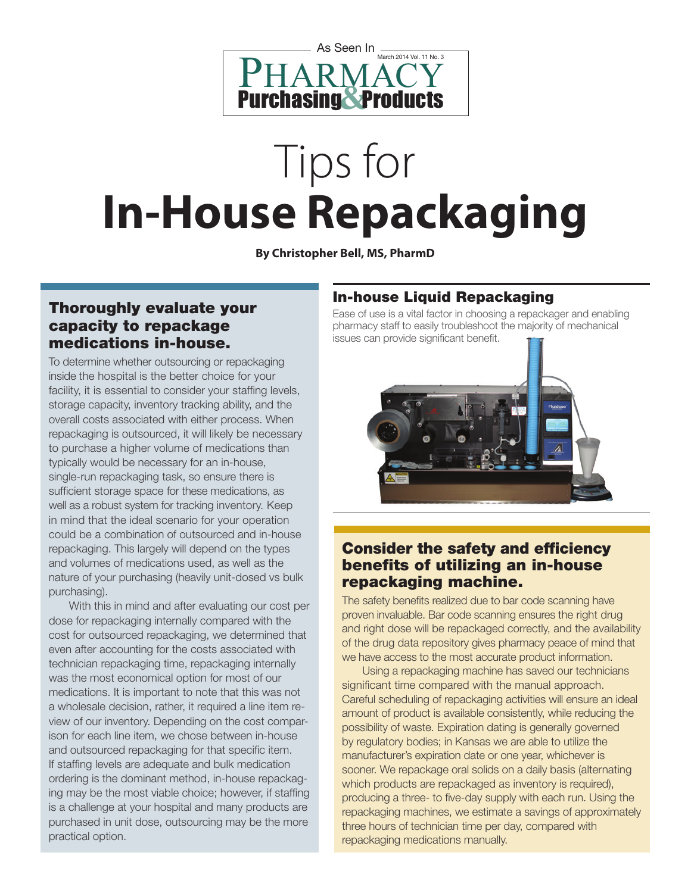As Seen In

PHARMACY Purchasing & Products

March 2014 Vol. 11 No. 3

# Tips for In-House Repackaging

**By Christopher Bell, MS, PharmD**

## Thoroughly evaluate your capacity to repackage medications in-house.

To determine whether outsourcing or repackaging inside the hospital is the better choice for your facility, it is essential to consider your staffing levels, storage capacity, inventory tracking ability, and the overall costs associated with either process. When repackaging is outsourced, it will likely be necessary to purchase a higher volume of medications than typically would be necessary for an in-house, single-run repackaging task, so ensure there is sufficient storage space for these medications, as well as a robust system for tracking inventory. Keep in mind that the ideal scenario for your operation could be a combination of outsourced and in-house repackaging. This largely will depend on the types and volumes of medications used, as well as the nature of your purchasing (heavily unit-dosed vs bulk purchasing).

With this in mind and after evaluating our cost per dose for repackaging internally compared with the cost for outsourced repackaging, we determined that even after accounting for the costs associated with technician repackaging time, repackaging internally was the most economical option for most of our medications. It is important to note that this was not a wholesale decision, rather, it required a line item review of our inventory. Depending on the cost comparison for each line item, we chose between in-house and outsourced repackaging for that specific item. If staffing levels are adequate and bulk medication ordering is the dominant method, in-house repackaging may be the most viable choice; however, if staffing is a challenge at your hospital and many products are purchased in unit dose, outsourcing may be the more practical option.

## In-house Liquid Repackaging

Ease of use is a vital factor in choosing a repackager and enabling pharmacy staff to easily troubleshoot the majority of mechanical issues can provide significant benefit.

## Consider the safety and efficiency benefits of utilizing an in-house repackaging machine.

The safety benefits realized due to bar code scanning have proven invaluable. Bar code scanning ensures the right drug and right dose will be repackaged correctly, and the availability of the drug data repository gives pharmacy peace of mind that we have access to the most accurate product information.

Using a repackaging machine has saved our technicians significant time compared with the manual approach. Careful scheduling of repackaging activities will ensure an ideal amount of product is available consistently, while reducing the possibility of waste. Expiration dating is generally governed by regulatory bodies; in Kansas we are able to utilize the manufacturer's expiration date or one year, whichever is sooner. We repackage oral solids on a daily basis (alternating which products are repackaged as inventory is required), producing a three- to five-day supply with each run. Using the repackaging machines, we estimate a savings of approximately three hours of technician time per day, compared with repackaging medications manually.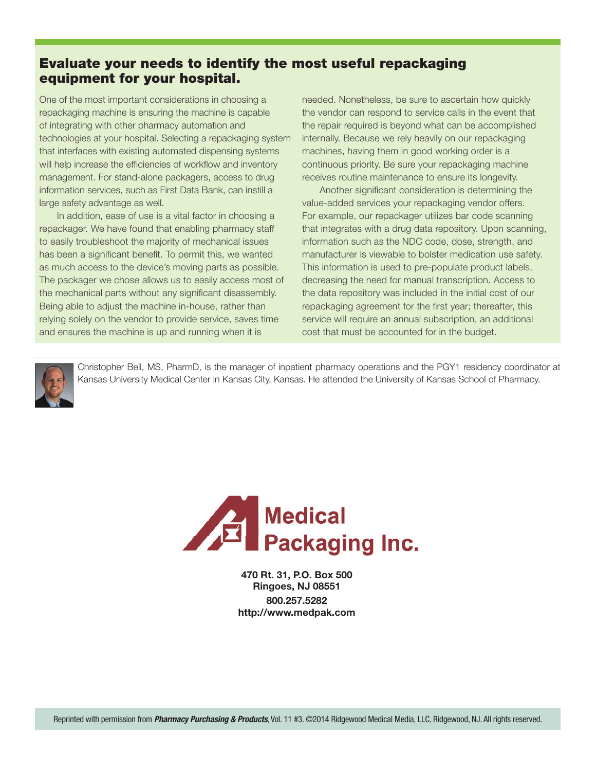## Evaluate your needs to identify the most useful repackaging equipment for your hospital.

One of the most important considerations in choosing a repackaging machine is ensuring the machine is capable of integrating with other pharmacy automation and technologies at your hospital. Selecting a repackaging system that interfaces with existing automated dispensing systems will help increase the efficiencies of workflow and inventory management. For stand-alone packagers, access to drug information services, such as First Data Bank, can instill a large safety advantage as well.

In addition, ease of use is a vital factor in choosing a repackager. We have found that enabling pharmacy staff to easily troubleshoot the majority of mechanical issues has been a significant benefit. To permit this, we wanted as much access to the device's moving parts as possible. The packager we chose allows us to easily access most of the mechanical parts without any significant disassembly. Being able to adjust the machine in-house, rather than relying solely on the vendor to provide service, saves time and ensures the machine is up and running when it is needed. Nonetheless, be sure to ascertain how quickly the vendor can respond to service calls in the event that the repair required is beyond what can be accomplished internally. Because we rely heavily on our repackaging machines, having them in good working order is a continuous priority. Be sure your repackaging machine receives routine maintenance to ensure its longevity.

Another significant consideration is determining the value-added services your repackaging vendor offers. For example, our repackager utilizes bar code scanning that integrates with a drug data repository. Upon scanning, information such as the NDC code, dose, strength, and manufacturer is viewable to bolster medication use safety. This information is used to pre-populate product labels, decreasing the need for manual transcription. Access to the data repository was included in the initial cost of our repackaging agreement for the first year; thereafter, this service will require an annual subscription, an additional cost that must be accounted for in the budget.

Christopher Bell, MS, PharmD, is the manager of inpatient pharmacy operations and the PGY1 residency coordinator at Kansas University Medical Center in Kansas City, Kansas. He attended the University of Kansas School of Pharmacy.

**Medical Packaging Inc.**

**470 Rt. 31, P.O. Box 500**
**Ringoes, NJ 08551**
**800.257.5282**
**http://www.medpak.com**

Reprinted with permission from ***Pharmacy Purchasing & Products***, Vol. 11 #3. ©2014 Ridgewood Medical Media, LLC, Ridgewood, NJ. All rights reserved.